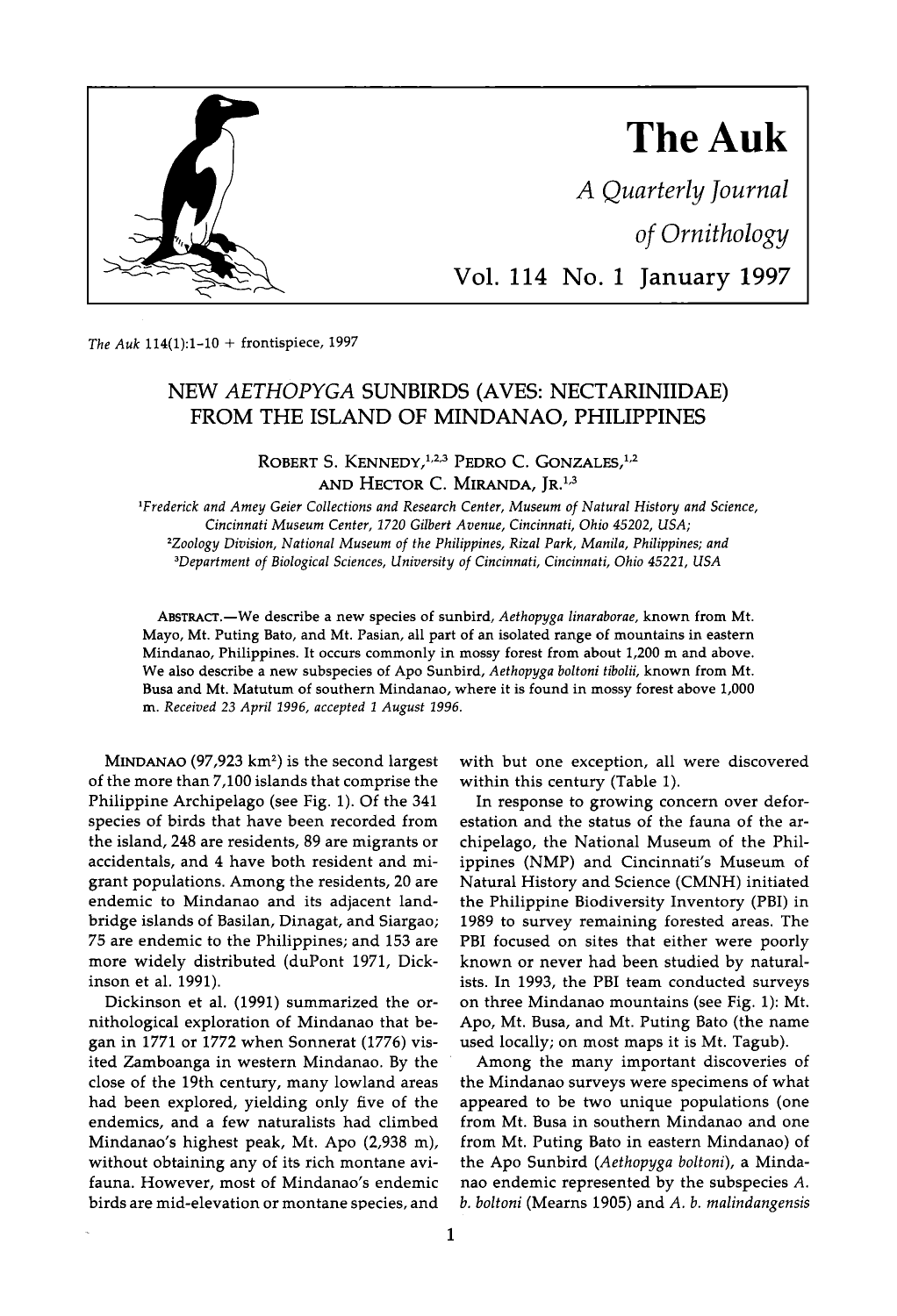# The Auk

*A Quarterly Journal of Ornithology*

Vol. 114 No. 1 January 1997

## NEW *AETHOPYGA* SUNBIRDS (AVES: NECTARINIIDAE) FROM THE ISLAND OF MINDANAO, PHILIPPINES

ROBERT S. KENNEDY,[1,2,3] PEDRO C. GONZALES,[1,2] AND HECTOR C. MIRANDA, JR.[1,3]

[1]*Frederick and Amey Geier Collections and Research Center, Museum of Natural History and Science, Cincinnati Museum Center, 1720 Gilbert Avenue, Cincinnati, Ohio 45202, USA;*
[2]*Zoology Division, National Museum of the Philippines, Rizal Park, Manila, Philippines; and*
[3]*Department of Biological Sciences, University of Cincinnati, Cincinnati, Ohio 45221, USA*

ABSTRACT.—We describe a new species of sunbird, *Aethopyga linaraborae*, known from Mt. Mayo, Mt. Puting Bato, and Mt. Pasian, all part of an isolated range of mountains in eastern Mindanao, Philippines. It occurs commonly in mossy forest from about 1,200 m and above. We also describe a new subspecies of Apo Sunbird, *Aethopyga boltoni tibolii*, known from Mt. Busa and Mt. Matutum of southern Mindanao, where it is found in mossy forest above 1,000 m. *Received 23 April 1996, accepted 1 August 1996.*

MINDANAO (97,923 km$^2$) is the second largest of the more than 7,100 islands that comprise the Philippine Archipelago (see Fig. 1). Of the 341 species of birds that have been recorded from the island, 248 are residents, 89 are migrants or accidentals, and 4 have both resident and migrant populations. Among the residents, 20 are endemic to Mindanao and its adjacent land-bridge islands of Basilan, Dinagat, and Siargao; 75 are endemic to the Philippines; and 153 are more widely distributed (duPont 1971, Dickinson et al. 1991).

Dickinson et al. (1991) summarized the ornithological exploration of Mindanao that began in 1771 or 1772 when Sonnerat (1776) visited Zamboanga in western Mindanao. By the close of the 19th century, many lowland areas had been explored, yielding only five of the endemics, and a few naturalists had climbed Mindanao's highest peak, Mt. Apo (2,938 m), without obtaining any of its rich montane avifauna. However, most of Mindanao's endemic birds are mid-elevation or montane species, and with but one exception, all were discovered within this century (Table 1).

In response to growing concern over deforestation and the status of the fauna of the archipelago, the National Museum of the Philippines (NMP) and Cincinnati's Museum of Natural History and Science (CMNH) initiated the Philippine Biodiversity Inventory (PBI) in 1989 to survey remaining forested areas. The PBI focused on sites that either were poorly known or never had been studied by naturalists. In 1993, the PBI team conducted surveys on three Mindanao mountains (see Fig. 1): Mt. Apo, Mt. Busa, and Mt. Puting Bato (the name used locally; on most maps it is Mt. Tagub).

Among the many important discoveries of the Mindanao surveys were specimens of what appeared to be two unique populations (one from Mt. Busa in southern Mindanao and one from Mt. Puting Bato in eastern Mindanao) of the Apo Sunbird (*Aethopyga boltoni*), a Mindanao endemic represented by the subspecies *A. b. boltoni* (Mearns 1905) and *A. b. malindangensis*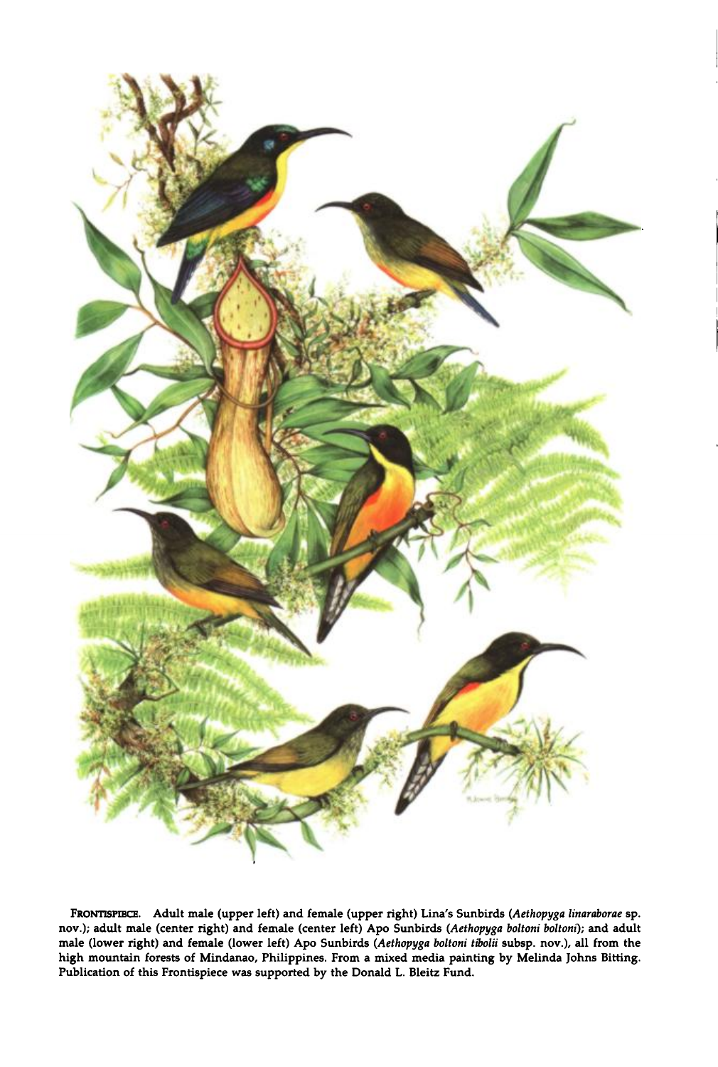**FRONTISPIECE.** Adult male (upper left) and female (upper right) Lina's Sunbirds (*Aethopyga linaraborae* sp. nov.); adult male (center right) and female (center left) Apo Sunbirds (*Aethopyga boltoni boltoni*); and adult male (lower right) and female (lower left) Apo Sunbirds (*Aethopyga boltoni tibolii* subsp. nov.), all from the high mountain forests of Mindanao, Philippines. From a mixed media painting by Melinda Johns Bitting. Publication of this Frontispiece was supported by the Donald L. Bleitz Fund.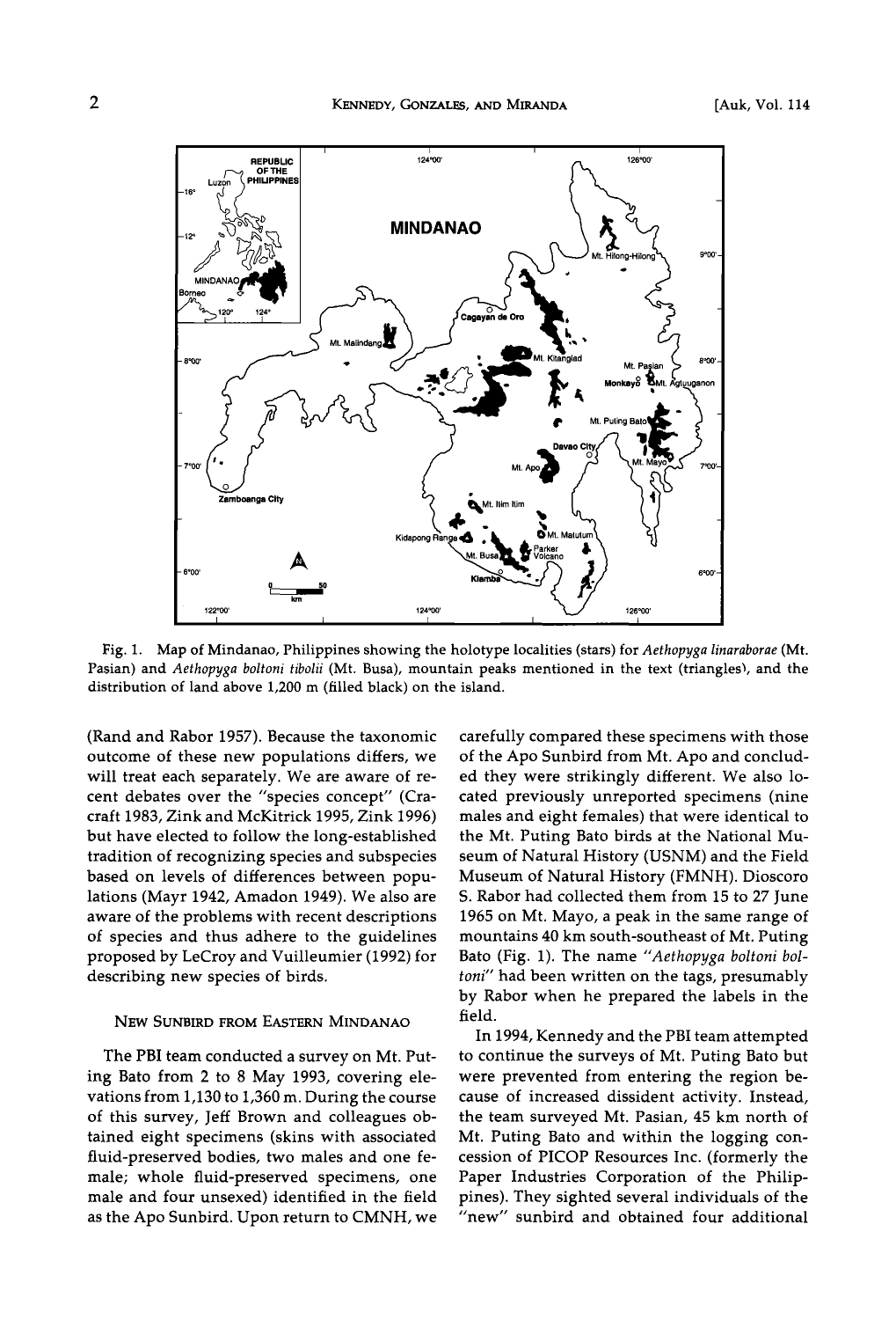Fig. 1. Map of Mindanao, Philippines showing the holotype localities (stars) for *Aethopyga linaraborae* (Mt. Pasian) and *Aethopyga boltoni tibolii* (Mt. Busa), mountain peaks mentioned in the text (triangles), and the distribution of land above 1,200 m (filled black) on the island.

(Rand and Rabor 1957). Because the taxonomic outcome of these new populations differs, we will treat each separately. We are aware of recent debates over the "species concept" (Cracraft 1983, Zink and McKitrick 1995, Zink 1996) but have elected to follow the long-established tradition of recognizing species and subspecies based on levels of differences between populations (Mayr 1942, Amadon 1949). We also are aware of the problems with recent descriptions of species and thus adhere to the guidelines proposed by LeCroy and Vuilleumier (1992) for describing new species of birds.

## New Sunbird from Eastern Mindanao

The PBI team conducted a survey on Mt. Puting Bato from 2 to 8 May 1993, covering elevations from 1,130 to 1,360 m. During the course of this survey, Jeff Brown and colleagues obtained eight specimens (skins with associated fluid-preserved bodies, two males and one female; whole fluid-preserved specimens, one male and four unsexed) identified in the field as the Apo Sunbird. Upon return to CMNH, we carefully compared these specimens with those of the Apo Sunbird from Mt. Apo and concluded they were strikingly different. We also located previously unreported specimens (nine males and eight females) that were identical to the Mt. Puting Bato birds at the National Museum of Natural History (USNM) and the Field Museum of Natural History (FMNH). Dioscoro S. Rabor had collected them from 15 to 27 June 1965 on Mt. Mayo, a peak in the same range of mountains 40 km south-southeast of Mt. Puting Bato (Fig. 1). The name "*Aethopyga boltoni boltoni*" had been written on the tags, presumably by Rabor when he prepared the labels in the field.

In 1994, Kennedy and the PBI team attempted to continue the surveys of Mt. Puting Bato but were prevented from entering the region because of increased dissident activity. Instead, the team surveyed Mt. Pasian, 45 km north of Mt. Puting Bato and within the logging concession of PICOP Resources Inc. (formerly the Paper Industries Corporation of the Philippines). They sighted several individuals of the "new" sunbird and obtained four additional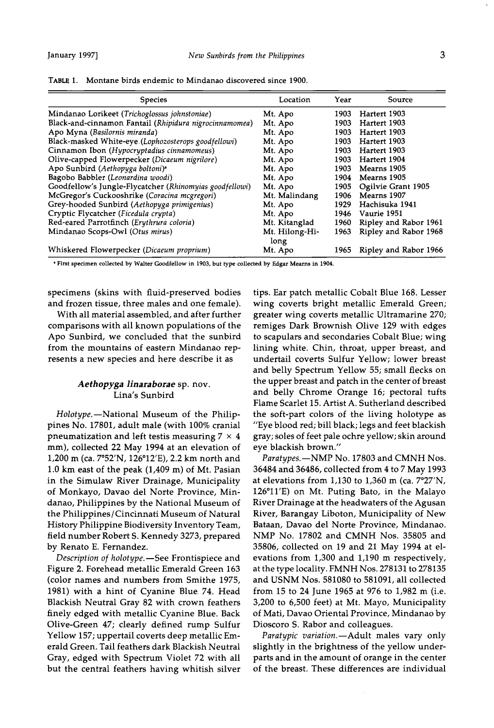TABLE 1. Montane birds endemic to Mindanao discovered since 1900.

| Species | Location | Year | Source |
|---|---|---|---|
| Mindanao Lorikeet (*Trichoglossus johnstoniae*) | Mt. Apo | 1903 | Hartert 1903 |
| Black-and-cinnamon Fantail (*Rhipidura nigrocinnamomea*) | Mt. Apo | 1903 | Hartert 1903 |
| Apo Myna (*Basilornis miranda*) | Mt. Apo | 1903 | Hartert 1903 |
| Black-masked White-eye (*Lophozosterops goodfellowi*) | Mt. Apo | 1903 | Hartert 1903 |
| Cinnamon Ibon (*Hypocryptadius cinnamomeus*) | Mt. Apo | 1903 | Hartert 1903 |
| Olive-capped Flowerpecker (*Dicaeum nigrilore*) | Mt. Apo | 1903 | Hartert 1904 |
| Apo Sunbird (*Aethopyga boltoni*)[a] | Mt. Apo | 1903 | Mearns 1905 |
| Bagobo Babbler (*Leonardina woodi*) | Mt. Apo | 1904 | Mearns 1905 |
| Goodfellow's Jungle-Flycatcher (*Rhinomyias goodfellowi*) | Mt. Apo | 1905 | Ogilvie Grant 1905 |
| McGregor's Cuckooshrike (*Coracina mcgregori*) | Mt. Malindang | 1906 | Mearns 1907 |
| Grey-hooded Sunbird (*Aethopyga primigenius*) | Mt. Apo | 1929 | Hachisuka 1941 |
| Cryptic Flycatcher (*Ficedula crypta*) | Mt. Apo | 1946 | Vaurie 1951 |
| Red-eared Parrotfinch (*Erythrura coloria*) | Mt. Kitanglad | 1960 | Ripley and Rabor 1961 |
| Mindanao Scops-Owl (*Otus mirus*) | Mt. Hilong-Hilong | 1963 | Ripley and Rabor 1968 |
| Whiskered Flowerpecker (*Dicaeum proprium*) | Mt. Apo | 1965 | Ripley and Rabor 1966 |

[a] First specimen collected by Walter Goodfellow in 1903, but type collected by Edgar Mearns in 1904.

specimens (skins with fluid-preserved bodies and frozen tissue, three males and one female).

With all material assembled, and after further comparisons with all known populations of the Apo Sunbird, we concluded that the sunbird from the mountains of eastern Mindanao represents a new species and here describe it as

### *Aethopyga linaraborae* sp. nov.
### Lina's Sunbird

*Holotype.*—National Museum of the Philippines No. 17801, adult male (with 100% cranial pneumatization and left testis measuring 7 × 4 mm), collected 22 May 1994 at an elevation of 1,200 m (ca. 7°52'N, 126°12'E), 2.2 km north and 1.0 km east of the peak (1,409 m) of Mt. Pasian in the Simulaw River Drainage, Municipality of Monkayo, Davao del Norte Province, Mindanao, Philippines by the National Museum of the Philippines/Cincinnati Museum of Natural History Philippine Biodiversity Inventory Team, field number Robert S. Kennedy 3273, prepared by Renato E. Fernandez.

*Description of holotype.*—See Frontispiece and Figure 2. Forehead metallic Emerald Green 163 (color names and numbers from Smithe 1975, 1981) with a hint of Cyanine Blue 74. Head Blackish Neutral Gray 82 with crown feathers finely edged with metallic Cyanine Blue. Back Olive-Green 47; clearly defined rump Sulfur Yellow 157; uppertail coverts deep metallic Emerald Green. Tail feathers dark Blackish Neutral Gray, edged with Spectrum Violet 72 with all but the central feathers having whitish silver tips. Ear patch metallic Cobalt Blue 168. Lesser wing coverts bright metallic Emerald Green; greater wing coverts metallic Ultramarine 270; remiges Dark Brownish Olive 129 with edges to scapulars and secondaries Cobalt Blue; wing lining white. Chin, throat, upper breast, and undertail coverts Sulfur Yellow; lower breast and belly Spectrum Yellow 55; small flecks on the upper breast and patch in the center of breast and belly Chrome Orange 16; pectoral tufts Flame Scarlet 15. Artist A. Sutherland described the soft-part colors of the living holotype as "Eye blood red; bill black; legs and feet blackish gray; soles of feet pale ochre yellow; skin around eye blackish brown."

*Paratypes.*—NMP No. 17803 and CMNH Nos. 36484 and 36486, collected from 4 to 7 May 1993 at elevations from 1,130 to 1,360 m (ca. 7°27'N, 126°11'E) on Mt. Puting Bato, in the Malayo River Drainage at the headwaters of the Agusan River, Barangay Liboton, Municipality of New Bataan, Davao del Norte Province, Mindanao. NMP No. 17802 and CMNH Nos. 35805 and 35806, collected on 19 and 21 May 1994 at elevations from 1,300 and 1,190 m respectively, at the type locality. FMNH Nos. 278131 to 278135 and USNM Nos. 581080 to 581091, all collected from 15 to 24 June 1965 at 976 to 1,982 m (i.e. 3,200 to 6,500 feet) at Mt. Mayo, Municipality of Mati, Davao Oriental Province, Mindanao by Dioscoro S. Rabor and colleagues.

*Paratypic variation.*—Adult males vary only slightly in the brightness of the yellow underparts and in the amount of orange in the center of the breast. These differences are individual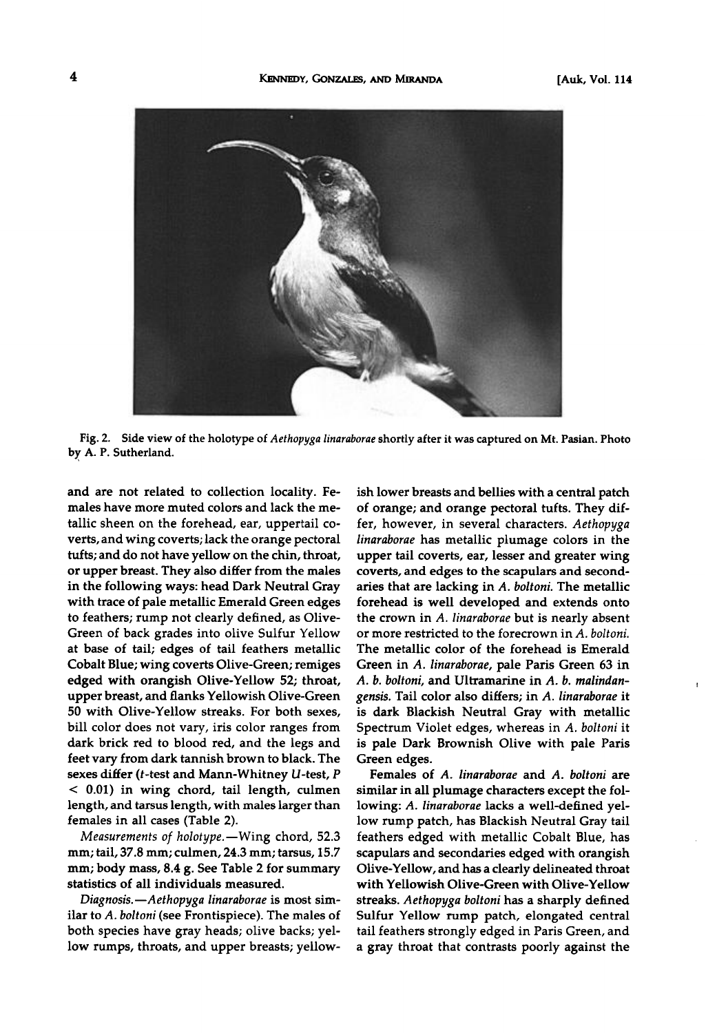Fig. 2. Side view of the holotype of *Aethopyga linaraborae* shortly after it was captured on Mt. Pasian. Photo by A. P. Sutherland.

and are not related to collection locality. Females have more muted colors and lack the metallic sheen on the forehead, ear, uppertail coverts, and wing coverts; lack the orange pectoral tufts; and do not have yellow on the chin, throat, or upper breast. They also differ from the males in the following ways: head Dark Neutral Gray with trace of pale metallic Emerald Green edges to feathers; rump not clearly defined, as Olive-Green of back grades into olive Sulfur Yellow at base of tail; edges of tail feathers metallic Cobalt Blue; wing coverts Olive-Green; remiges edged with orangish Olive-Yellow 52; throat, upper breast, and flanks Yellowish Olive-Green 50 with Olive-Yellow streaks. For both sexes, bill color does not vary, iris color ranges from dark brick red to blood red, and the legs and feet vary from dark tannish brown to black. The sexes differ (*t*-test and Mann-Whitney *U*-test, $P < 0.01$) in wing chord, tail length, culmen length, and tarsus length, with males larger than females in all cases (Table 2).

*Measurements of holotype.*—Wing chord, 52.3 mm; tail, 37.8 mm; culmen, 24.3 mm; tarsus, 15.7 mm; body mass, 8.4 g. See Table 2 for summary statistics of all individuals measured.

*Diagnosis.*—*Aethopyga linaraborae* is most similar to *A. boltoni* (see Frontispiece). The males of both species have gray heads; olive backs; yellow rumps, throats, and upper breasts; yellowish lower breasts and bellies with a central patch of orange; and orange pectoral tufts. They differ, however, in several characters. *Aethopyga linaraborae* has metallic plumage colors in the upper tail coverts, ear, lesser and greater wing coverts, and edges to the scapulars and secondaries that are lacking in *A. boltoni*. The metallic forehead is well developed and extends onto the crown in *A. linaraborae* but is nearly absent or more restricted to the forecrown in *A. boltoni*. The metallic color of the forehead is Emerald Green in *A. linaraborae*, pale Paris Green 63 in *A. b. boltoni*, and Ultramarine in *A. b. malindangensis*. Tail color also differs; in *A. linaraborae* it is dark Blackish Neutral Gray with metallic Spectrum Violet edges, whereas in *A. boltoni* it is pale Dark Brownish Olive with pale Paris Green edges.

Females of *A. linaraborae* and *A. boltoni* are similar in all plumage characters except the following: *A. linaraborae* lacks a well-defined yellow rump patch, has Blackish Neutral Gray tail feathers edged with metallic Cobalt Blue, has scapulars and secondaries edged with orangish Olive-Yellow, and has a clearly delineated throat with Yellowish Olive-Green with Olive-Yellow streaks. *Aethopyga boltoni* has a sharply defined Sulfur Yellow rump patch, elongated central tail feathers strongly edged in Paris Green, and a gray throat that contrasts poorly against the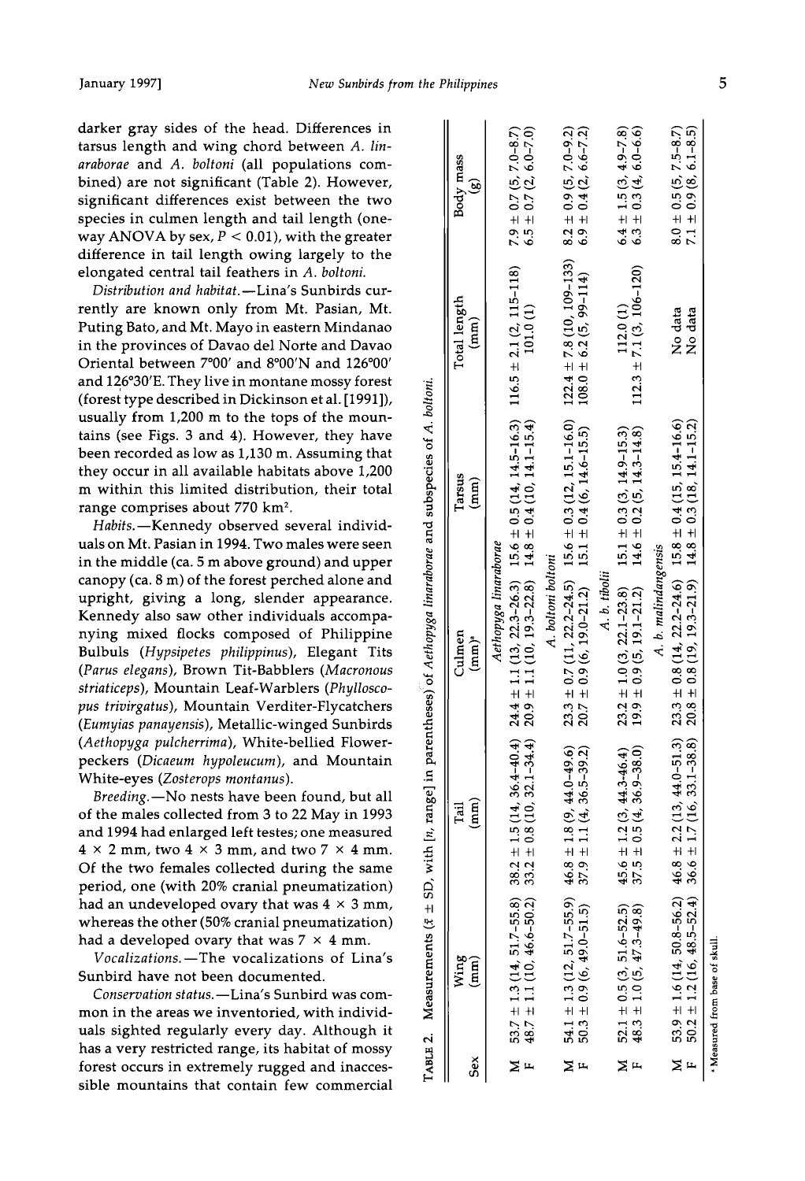darker gray sides of the head. Differences in tarsus length and wing chord between *A. linaraborae* and *A. boltoni* (all populations combined) are not significant (Table 2). However, significant differences exist between the two species in culmen length and tail length (one-way ANOVA by sex, $P < 0.01$), with the greater difference in tail length owing largely to the elongated central tail feathers in *A. boltoni*.

*Distribution and habitat.*—Lina's Sunbirds currently are known only from Mt. Pasian, Mt. Puting Bato, and Mt. Mayo in eastern Mindanao in the provinces of Davao del Norte and Davao Oriental between 7°00′ and 8°00′N and 126°00′ and 126°30′E. They live in montane mossy forest (forest type described in Dickinson et al. [1991]), usually from 1,200 m to the tops of the mountains (see Figs. 3 and 4). However, they have been recorded as low as 1,130 m. Assuming that they occur in all available habitats above 1,200 m within this limited distribution, their total range comprises about 770 km$^2$.

*Habits.*—Kennedy observed several individuals on Mt. Pasian in 1994. Two males were seen in the middle (ca. 5 m above ground) and upper canopy (ca. 8 m) of the forest perched alone and upright, giving a long, slender appearance. Kennedy also saw other individuals accompanying mixed flocks composed of Philippine Bulbuls (*Hypsipetes philippinus*), Elegant Tits (*Parus elegans*), Brown Tit-Babblers (*Macronous striaticeps*), Mountain Leaf-Warblers (*Phylloscopus trivirgatus*), Mountain Verditer-Flycatchers (*Eumyias panayensis*), Metallic-winged Sunbirds (*Aethopyga pulcherrima*), White-bellied Flowerpeckers (*Dicaeum hypoleucum*), and Mountain White-eyes (*Zosterops montanus*).

*Breeding.*—No nests have been found, but all of the males collected from 3 to 22 May in 1993 and 1994 had enlarged left testes; one measured 4 × 2 mm, two 4 × 3 mm, and two 7 × 4 mm. Of the two females collected during the same period, one (with 20% cranial pneumatization) had an undeveloped ovary that was 4 × 3 mm, whereas the other (50% cranial pneumatization) had a developed ovary that was 7 × 4 mm.

*Vocalizations.*—The vocalizations of Lina's Sunbird have not been documented.

*Conservation status.*—Lina's Sunbird was common in the areas we inventoried, with individuals sighted regularly every day. Although it has a very restricted range, its habitat of mossy forest occurs in extremely rugged and inaccessible mountains that contain few commercial

TABLE 2. Measurements ($\bar{x} \pm$ SD, with [*n*, range] in parentheses) of *Aethopyga linaraborae* and subspecies of *A. boltoni*.

| Sex | Wing (mm) | Tail (mm) | Culmen (mm)[a] | Tarsus (mm) | Total length (mm) | Body mass (g) |
|---|---|---|---|---|---|---|
| | | | *Aethopyga linaraborae* | | | |
| M | 53.7 ± 1.3 (14, 51.7–55.8) | 38.2 ± 1.5 (14, 36.4–40.4) | 24.4 ± 1.1 (13, 22.3–26.3) | 15.6 ± 0.5 (14, 14.5–16.3) | 116.5 ± 2.1 (2, 115–118) | 7.9 ± 0.7 (5, 7.0–8.7) |
| F | 48.7 ± 1.1 (10, 46.6–50.2) | 33.2 ± 0.8 (10, 32.1–34.4) | 20.9 ± 1.1 (10, 19.3–22.8) | 14.8 ± 0.4 (10, 14.1–15.4) | 101.0 (1) | 6.5 ± 0.7 (2, 6.0–7.0) |
| | | | *A. boltoni boltoni* | | | |
| M | 54.1 ± 1.3 (12, 51.7–55.9) | 46.8 ± 1.8 (9, 44.0–49.6) | 23.3 ± 0.7 (11, 22.2–24.5) | 15.6 ± 0.3 (12, 15.1–16.0) | 122.4 ± 7.8 (10, 109–133) | 8.2 ± 0.9 (5, 7.0–9.2) |
| F | 50.3 ± 0.9 (6, 49.0–51.5) | 37.9 ± 1.1 (4, 36.5–39.2) | 20.7 ± 0.9 (6, 19.0–21.2) | 15.1 ± 0.4 (6, 14.6–15.5) | 108.0 ± 6.2 (5, 99–114) | 6.9 ± 0.4 (2, 6.6–7.2) |
| | | | *A. b. tibolii* | | | |
| M | 52.1 ± 0.5 (3, 51.6–52.5) | 45.6 ± 1.2 (3, 44.3–46.4) | 23.2 ± 1.0 (3, 22.1–23.8) | 15.1 ± 0.3 (3, 14.9–15.3) | 112.0 (1) | 6.4 ± 1.5 (3, 4.9–7.8) |
| F | 48.3 ± 1.0 (5, 47.3–49.8) | 37.5 ± 0.5 (4, 36.9–38.0) | 19.9 ± 0.9 (5, 19.1–21.2) | 14.6 ± 0.2 (5, 14.3–14.8) | 112.3 ± 7.1 (3, 106–120) | 6.3 ± 0.3 (4, 6.0–6.6) |
| | | | *A. b. malindangensis* | | | |
| M | 53.9 ± 1.6 (14, 50.8–56.2) | 46.8 ± 2.2 (13, 44.0–51.3) | 23.3 ± 0.8 (14, 22.2–24.6) | 15.8 ± 0.4 (15, 15.4–16.6) | No data | 8.0 ± 0.5 (5, 7.5–8.7) |
| F | 50.2 ± 1.2 (16, 48.5–52.4) | 36.6 ± 1.7 (16, 33.1–38.8) | 20.8 ± 0.8 (19, 19.3–21.9) | 14.8 ± 0.3 (18, 14.1–15.2) | No data | 7.1 ± 0.9 (8, 6.1–8.5) |

[a] Measured from base of skull.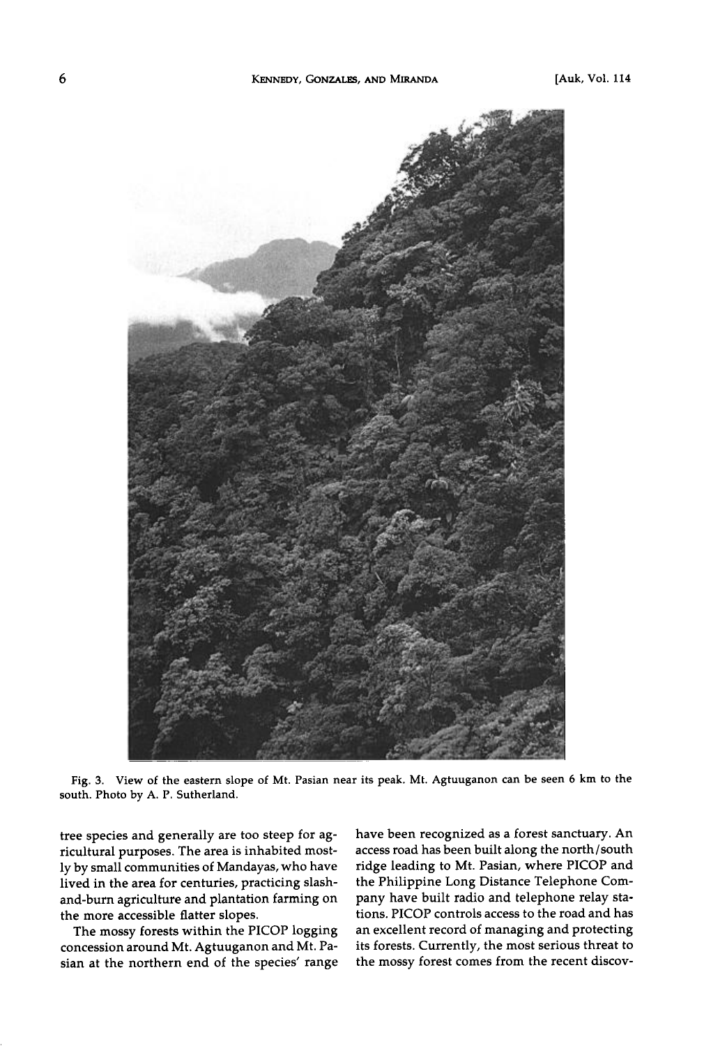Fig. 3. View of the eastern slope of Mt. Pasian near its peak. Mt. Agtuuganon can be seen 6 km to the south. Photo by A. P. Sutherland.

tree species and generally are too steep for agricultural purposes. The area is inhabited mostly by small communities of Mandayas, who have lived in the area for centuries, practicing slash-and-burn agriculture and plantation farming on the more accessible flatter slopes.

The mossy forests within the PICOP logging concession around Mt. Agtuuganon and Mt. Pasian at the northern end of the species' range have been recognized as a forest sanctuary. An access road has been built along the north/south ridge leading to Mt. Pasian, where PICOP and the Philippine Long Distance Telephone Company have built radio and telephone relay stations. PICOP controls access to the road and has an excellent record of managing and protecting its forests. Currently, the most serious threat to the mossy forest comes from the recent discov-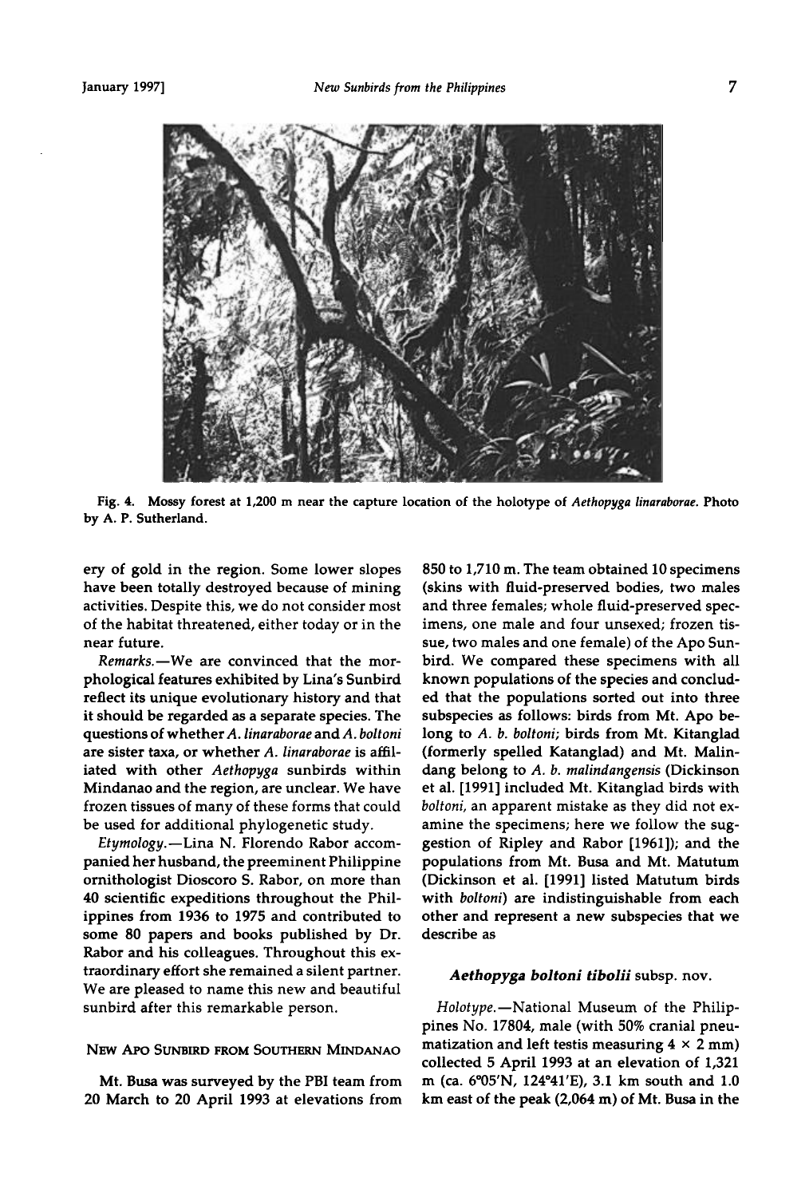Fig. 4. Mossy forest at 1,200 m near the capture location of the holotype of *Aethopyga linaraborae*. Photo by A. P. Sutherland.

ery of gold in the region. Some lower slopes have been totally destroyed because of mining activities. Despite this, we do not consider most of the habitat threatened, either today or in the near future.

*Remarks.*—We are convinced that the morphological features exhibited by Lina's Sunbird reflect its unique evolutionary history and that it should be regarded as a separate species. The questions of whether *A. linaraborae* and *A. boltoni* are sister taxa, or whether *A. linaraborae* is affiliated with other *Aethopyga* sunbirds within Mindanao and the region, are unclear. We have frozen tissues of many of these forms that could be used for additional phylogenetic study.

*Etymology.*—Lina N. Florendo Rabor accompanied her husband, the preeminent Philippine ornithologist Dioscoro S. Rabor, on more than 40 scientific expeditions throughout the Philippines from 1936 to 1975 and contributed to some 80 papers and books published by Dr. Rabor and his colleagues. Throughout this extraordinary effort she remained a silent partner. We are pleased to name this new and beautiful sunbird after this remarkable person.

## New Apo Sunbird from Southern Mindanao

Mt. Busa was surveyed by the PBI team from 20 March to 20 April 1993 at elevations from 850 to 1,710 m. The team obtained 10 specimens (skins with fluid-preserved bodies, two males and three females; whole fluid-preserved specimens, one male and four unsexed; frozen tissue, two males and one female) of the Apo Sunbird. We compared these specimens with all known populations of the species and concluded that the populations sorted out into three subspecies as follows: birds from Mt. Apo belong to *A. b. boltoni*; birds from Mt. Kitanglad (formerly spelled Katanglad) and Mt. Malindang belong to *A. b. malindangensis* (Dickinson et al. [1991] included Mt. Kitanglad birds with *boltoni*, an apparent mistake as they did not examine the specimens; here we follow the suggestion of Ripley and Rabor [1961]); and the populations from Mt. Busa and Mt. Matutum (Dickinson et al. [1991] listed Matutum birds with *boltoni*) are indistinguishable from each other and represent a new subspecies that we describe as

### *Aethopyga boltoni tibolii* subsp. nov.

*Holotype.*—National Museum of the Philippines No. 17804, male (with 50% cranial pneumatization and left testis measuring $4 \times 2$ mm) collected 5 April 1993 at an elevation of 1,321 m (ca. 6°05'N, 124°41'E), 3.1 km south and 1.0 km east of the peak (2,064 m) of Mt. Busa in the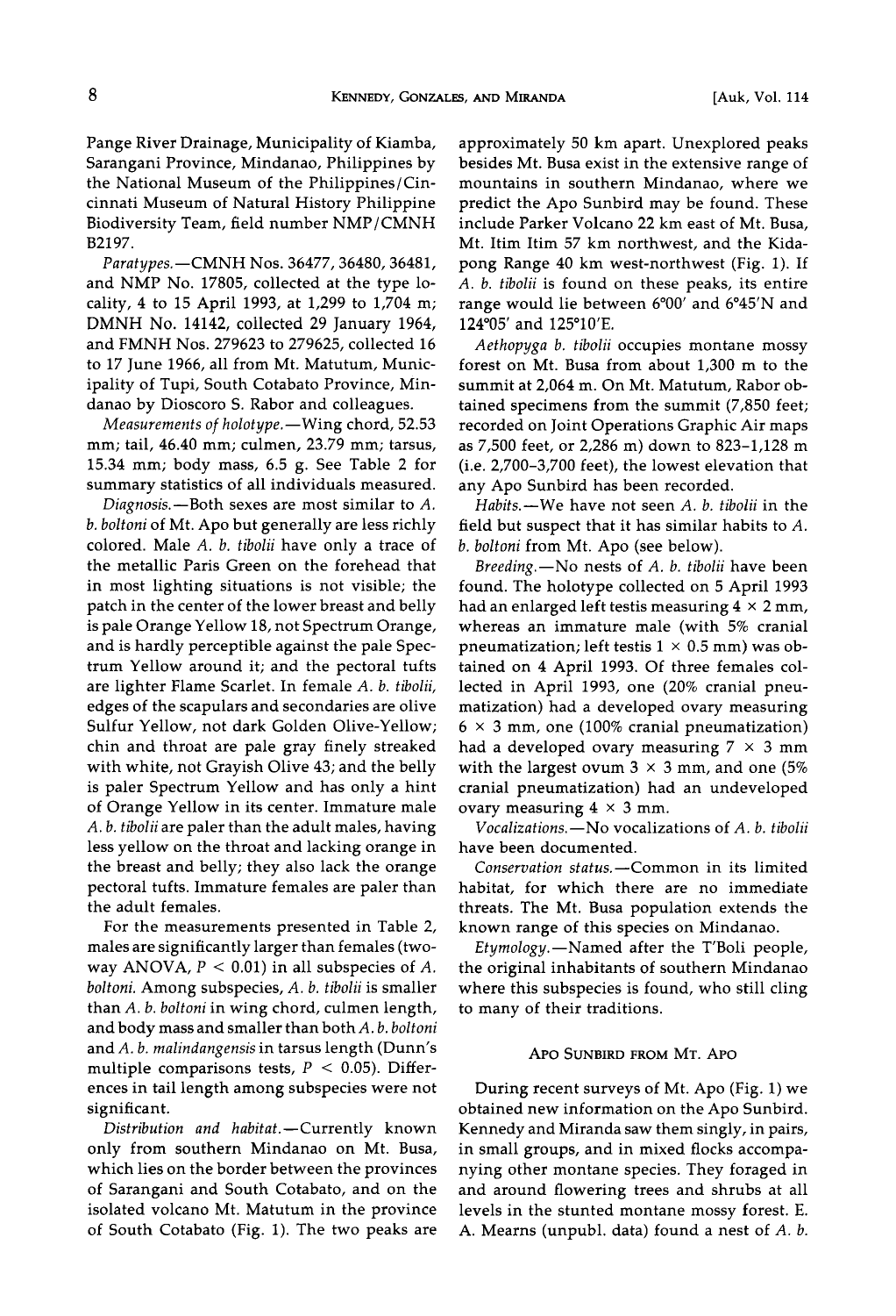Pange River Drainage, Municipality of Kiamba, Sarangani Province, Mindanao, Philippines by the National Museum of the Philippines/Cincinnati Museum of Natural History Philippine Biodiversity Team, field number NMP/CMNH B2197.

*Paratypes.*—CMNH Nos. 36477, 36480, 36481, and NMP No. 17805, collected at the type locality, 4 to 15 April 1993, at 1,299 to 1,704 m; DMNH No. 14142, collected 29 January 1964, and FMNH Nos. 279623 to 279625, collected 16 to 17 June 1966, all from Mt. Matutum, Municipality of Tupi, South Cotabato Province, Mindanao by Dioscoro S. Rabor and colleagues.

*Measurements of holotype.*—Wing chord, 52.53 mm; tail, 46.40 mm; culmen, 23.79 mm; tarsus, 15.34 mm; body mass, 6.5 g. See Table 2 for summary statistics of all individuals measured.

*Diagnosis.*—Both sexes are most similar to *A. b. boltoni* of Mt. Apo but generally are less richly colored. Male *A. b. tibolii* have only a trace of the metallic Paris Green on the forehead that in most lighting situations is not visible; the patch in the center of the lower breast and belly is pale Orange Yellow 18, not Spectrum Orange, and is hardly perceptible against the pale Spectrum Yellow around it; and the pectoral tufts are lighter Flame Scarlet. In female *A. b. tibolii*, edges of the scapulars and secondaries are olive Sulfur Yellow, not dark Golden Olive-Yellow; chin and throat are pale gray finely streaked with white, not Grayish Olive 43; and the belly is paler Spectrum Yellow and has only a hint of Orange Yellow in its center. Immature male *A. b. tibolii* are paler than the adult males, having less yellow on the throat and lacking orange in the breast and belly; they also lack the orange pectoral tufts. Immature females are paler than the adult females.

For the measurements presented in Table 2, males are significantly larger than females (two-way ANOVA, $P < 0.01$) in all subspecies of *A. boltoni*. Among subspecies, *A. b. tibolii* is smaller than *A. b. boltoni* in wing chord, culmen length, and body mass and smaller than both *A. b. boltoni* and *A. b. malindangensis* in tarsus length (Dunn's multiple comparisons tests, $P < 0.05$). Differences in tail length among subspecies were not significant.

*Distribution and habitat.*—Currently known only from southern Mindanao on Mt. Busa, which lies on the border between the provinces of Sarangani and South Cotabato, and on the isolated volcano Mt. Matutum in the province of South Cotabato (Fig. 1). The two peaks are approximately 50 km apart. Unexplored peaks besides Mt. Busa exist in the extensive range of mountains in southern Mindanao, where we predict the Apo Sunbird may be found. These include Parker Volcano 22 km east of Mt. Busa, Mt. Itim Itim 57 km northwest, and the Kidapong Range 40 km west-northwest (Fig. 1). If *A. b. tibolii* is found on these peaks, its entire range would lie between 6°00′ and 6°45′N and 124°05′ and 125°10′E.

*Aethopyga b. tibolii* occupies montane mossy forest on Mt. Busa from about 1,300 m to the summit at 2,064 m. On Mt. Matutum, Rabor obtained specimens from the summit (7,850 feet; recorded on Joint Operations Graphic Air maps as 7,500 feet, or 2,286 m) down to 823–1,128 m (i.e. 2,700–3,700 feet), the lowest elevation that any Apo Sunbird has been recorded.

*Habits.*—We have not seen *A. b. tibolii* in the field but suspect that it has similar habits to *A. b. boltoni* from Mt. Apo (see below).

*Breeding.*—No nests of *A. b. tibolii* have been found. The holotype collected on 5 April 1993 had an enlarged left testis measuring 4 × 2 mm, whereas an immature male (with 5% cranial pneumatization; left testis 1 × 0.5 mm) was obtained on 4 April 1993. Of three females collected in April 1993, one (20% cranial pneumatization) had a developed ovary measuring 6 × 3 mm, one (100% cranial pneumatization) had a developed ovary measuring 7 × 3 mm with the largest ovum 3 × 3 mm, and one (5% cranial pneumatization) had an undeveloped ovary measuring 4 × 3 mm.

*Vocalizations.*—No vocalizations of *A. b. tibolii* have been documented.

*Conservation status.*—Common in its limited habitat, for which there are no immediate threats. The Mt. Busa population extends the known range of this species on Mindanao.

*Etymology.*—Named after the T'Boli people, the original inhabitants of southern Mindanao where this subspecies is found, who still cling to many of their traditions.

## Apo Sunbird from Mt. Apo

During recent surveys of Mt. Apo (Fig. 1) we obtained new information on the Apo Sunbird. Kennedy and Miranda saw them singly, in pairs, in small groups, and in mixed flocks accompanying other montane species. They foraged in and around flowering trees and shrubs at all levels in the stunted montane mossy forest. E. A. Mearns (unpubl. data) found a nest of *A. b.*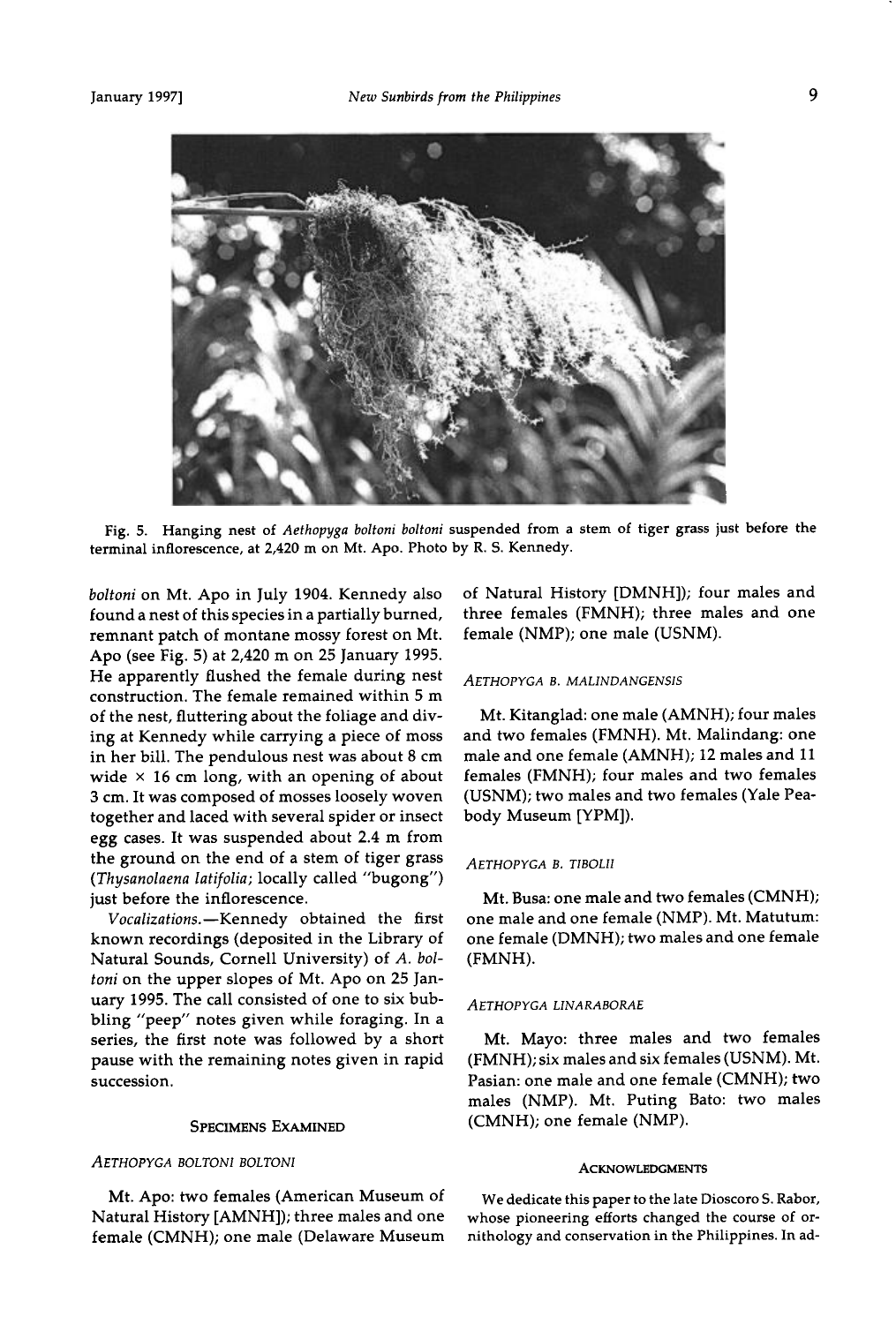Fig. 5. Hanging nest of *Aethopyga boltoni boltoni* suspended from a stem of tiger grass just before the terminal inflorescence, at 2,420 m on Mt. Apo. Photo by R. S. Kennedy.

*boltoni* on Mt. Apo in July 1904. Kennedy also found a nest of this species in a partially burned, remnant patch of montane mossy forest on Mt. Apo (see Fig. 5) at 2,420 m on 25 January 1995. He apparently flushed the female during nest construction. The female remained within 5 m of the nest, fluttering about the foliage and diving at Kennedy while carrying a piece of moss in her bill. The pendulous nest was about 8 cm wide × 16 cm long, with an opening of about 3 cm. It was composed of mosses loosely woven together and laced with several spider or insect egg cases. It was suspended about 2.4 m from the ground on the end of a stem of tiger grass (*Thysanolaena latifolia*; locally called "bugong") just before the inflorescence.

*Vocalizations.*—Kennedy obtained the first known recordings (deposited in the Library of Natural Sounds, Cornell University) of *A. boltoni* on the upper slopes of Mt. Apo on 25 January 1995. The call consisted of one to six bubbling "peep" notes given while foraging. In a series, the first note was followed by a short pause with the remaining notes given in rapid succession.

## SPECIMENS EXAMINED

### *AETHOPYGA BOLTONI BOLTONI*

Mt. Apo: two females (American Museum of Natural History [AMNH]); three males and one female (CMNH); one male (Delaware Museum of Natural History [DMNH]); four males and three females (FMNH); three males and one female (NMP); one male (USNM).

### *AETHOPYGA B. MALINDANGENSIS*

Mt. Kitanglad: one male (AMNH); four males and two females (FMNH). Mt. Malindang: one male and one female (AMNH); 12 males and 11 females (FMNH); four males and two females (USNM); two males and two females (Yale Peabody Museum [YPM]).

### *AETHOPYGA B. TIBOLII*

Mt. Busa: one male and two females (CMNH); one male and one female (NMP). Mt. Matutum: one female (DMNH); two males and one female (FMNH).

### *AETHOPYGA LINARABORAE*

Mt. Mayo: three males and two females (FMNH); six males and six females (USNM). Mt. Pasian: one male and one female (CMNH); two males (NMP). Mt. Puting Bato: two males (CMNH); one female (NMP).

## ACKNOWLEDGMENTS

We dedicate this paper to the late Dioscoro S. Rabor, whose pioneering efforts changed the course of ornithology and conservation in the Philippines. In ad-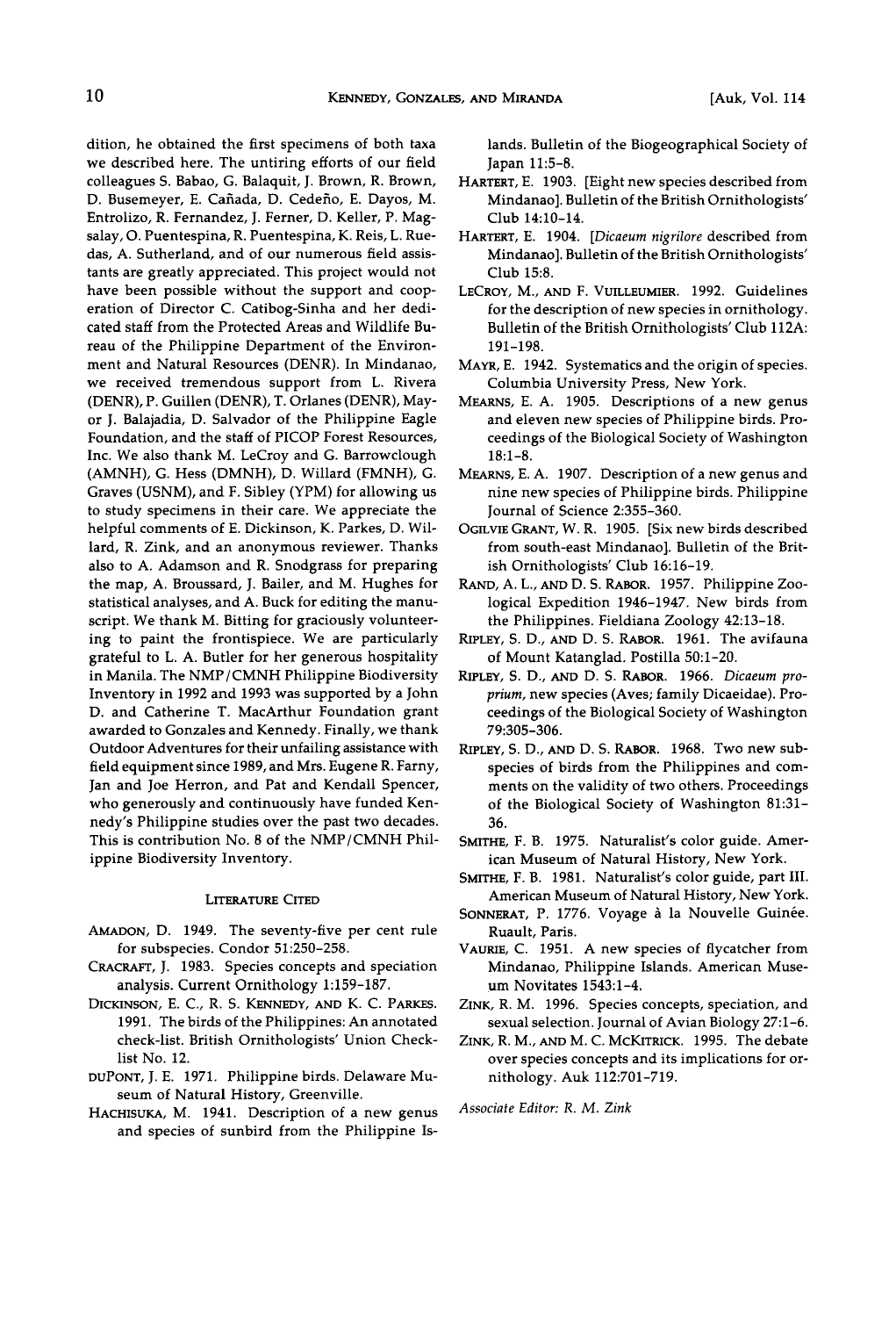dition, he obtained the first specimens of both taxa we described here. The untiring efforts of our field colleagues S. Babao, G. Balaquit, J. Brown, R. Brown, D. Busemeyer, E. Cañada, D. Cedeño, E. Dayos, M. Entrolizo, R. Fernandez, J. Ferner, D. Keller, P. Magsalay, O. Puentespina, R. Puentespina, K. Reis, L. Ruedas, A. Sutherland, and of our numerous field assistants are greatly appreciated. This project would not have been possible without the support and cooperation of Director C. Catibog-Sinha and her dedicated staff from the Protected Areas and Wildlife Bureau of the Philippine Department of the Environment and Natural Resources (DENR). In Mindanao, we received tremendous support from L. Rivera (DENR), P. Guillen (DENR), T. Orlanes (DENR), Mayor J. Balajadia, D. Salvador of the Philippine Eagle Foundation, and the staff of PICOP Forest Resources, Inc. We also thank M. LeCroy and G. Barrowclough (AMNH), G. Hess (DMNH), D. Willard (FMNH), G. Graves (USNM), and F. Sibley (YPM) for allowing us to study specimens in their care. We appreciate the helpful comments of E. Dickinson, K. Parkes, D. Willard, R. Zink, and an anonymous reviewer. Thanks also to A. Adamson and R. Snodgrass for preparing the map, A. Broussard, J. Bailer, and M. Hughes for statistical analyses, and A. Buck for editing the manuscript. We thank M. Bitting for graciously volunteering to paint the frontispiece. We are particularly grateful to L. A. Butler for her generous hospitality in Manila. The NMP/CMNH Philippine Biodiversity Inventory in 1992 and 1993 was supported by a John D. and Catherine T. MacArthur Foundation grant awarded to Gonzales and Kennedy. Finally, we thank Outdoor Adventures for their unfailing assistance with field equipment since 1989, and Mrs. Eugene R. Farny, Jan and Joe Herron, and Pat and Kendall Spencer, who generously and continuously have funded Kennedy's Philippine studies over the past two decades. This is contribution No. 8 of the NMP/CMNH Philippine Biodiversity Inventory.

## Literature Cited

AMADON, D. 1949. The seventy-five per cent rule for subspecies. Condor 51:250–258.

CRACRAFT, J. 1983. Species concepts and speciation analysis. Current Ornithology 1:159–187.

DICKINSON, E. C., R. S. KENNEDY, AND K. C. PARKES. 1991. The birds of the Philippines: An annotated check-list. British Ornithologists' Union Checklist No. 12.

DUPONT, J. E. 1971. Philippine birds. Delaware Museum of Natural History, Greenville.

HACHISUKA, M. 1941. Description of a new genus and species of sunbird from the Philippine Islands. Bulletin of the Biogeographical Society of Japan 11:5–8.

HARTERT, E. 1903. [Eight new species described from Mindanao]. Bulletin of the British Ornithologists' Club 14:10–14.

HARTERT, E. 1904. [*Dicaeum nigrilore* described from Mindanao]. Bulletin of the British Ornithologists' Club 15:8.

LECROY, M., AND F. VUILLEUMIER. 1992. Guidelines for the description of new species in ornithology. Bulletin of the British Ornithologists' Club 112A: 191–198.

MAYR, E. 1942. Systematics and the origin of species. Columbia University Press, New York.

MEARNS, E. A. 1905. Descriptions of a new genus and eleven new species of Philippine birds. Proceedings of the Biological Society of Washington 18:1–8.

MEARNS, E. A. 1907. Description of a new genus and nine new species of Philippine birds. Philippine Journal of Science 2:355–360.

OGILVIE GRANT, W. R. 1905. [Six new birds described from south-east Mindanao]. Bulletin of the British Ornithologists' Club 16:16–19.

RAND, A. L., AND D. S. RABOR. 1957. Philippine Zoological Expedition 1946–1947. New birds from the Philippines. Fieldiana Zoology 42:13–18.

RIPLEY, S. D., AND D. S. RABOR. 1961. The avifauna of Mount Katanglad. Postilla 50:1–20.

RIPLEY, S. D., AND D. S. RABOR. 1966. *Dicaeum proprium*, new species (Aves; family Dicaeidae). Proceedings of the Biological Society of Washington 79:305–306.

RIPLEY, S. D., AND D. S. RABOR. 1968. Two new subspecies of birds from the Philippines and comments on the validity of two others. Proceedings of the Biological Society of Washington 81:31–36.

SMITHE, F. B. 1975. Naturalist's color guide. American Museum of Natural History, New York.

SMITHE, F. B. 1981. Naturalist's color guide, part III. American Museum of Natural History, New York.

SONNERAT, P. 1776. Voyage à la Nouvelle Guinée. Ruault, Paris.

VAURIE, C. 1951. A new species of flycatcher from Mindanao, Philippine Islands. American Museum Novitates 1543:1–4.

ZINK, R. M. 1996. Species concepts, speciation, and sexual selection. Journal of Avian Biology 27:1–6.

ZINK, R. M., AND M. C. MCKITRICK. 1995. The debate over species concepts and its implications for ornithology. Auk 112:701–719.

*Associate Editor: R. M. Zink*